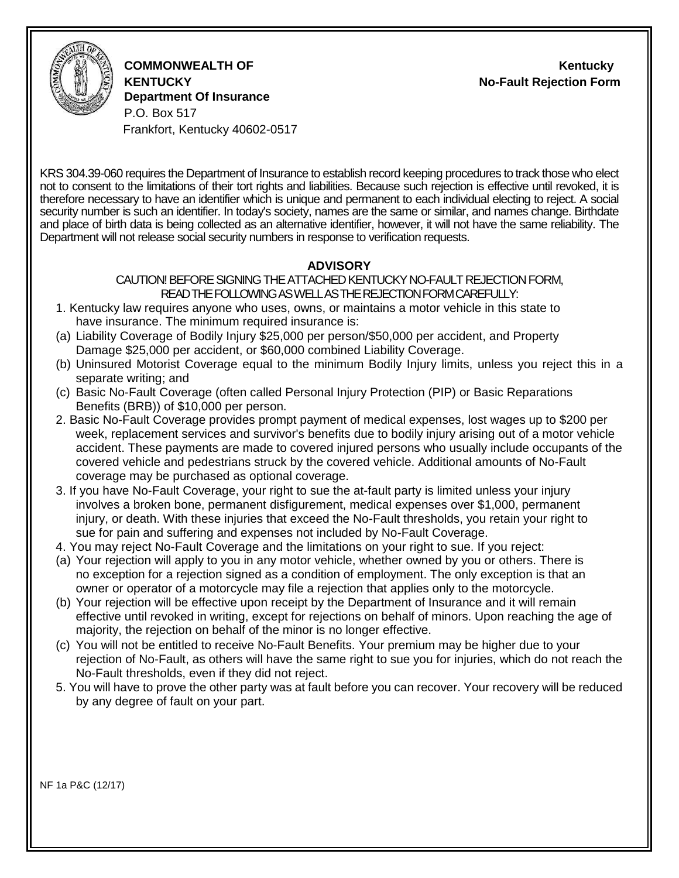**COMMONWEALTH OF KENTUCKY**
**Department Of Insurance**
P.O. Box 517
Frankfort, Kentucky 40602-0517

**Kentucky No-Fault Rejection Form**

KRS 304.39-060 requires the Department of Insurance to establish record keeping procedures to track those who elect not to consent to the limitations of their tort rights and liabilities. Because such rejection is effective until revoked, it is therefore necessary to have an identifier which is unique and permanent to each individual electing to reject. A social security number is such an identifier. In today's society, names are the same or similar, and names change. Birthdate and place of birth data is being collected as an alternative identifier, however, it will not have the same reliability. The Department will not release social security numbers in response to verification requests.

## ADVISORY

CAUTION! BEFORE SIGNING THE ATTACHED KENTUCKY NO-FAULT REJECTION FORM, READ THE FOLLOWING AS WELL AS THE REJECTION FORM CAREFULLY:

1. Kentucky law requires anyone who uses, owns, or maintains a motor vehicle in this state to have insurance. The minimum required insurance is:
   (a) Liability Coverage of Bodily Injury $25,000 per person/$50,000 per accident, and Property Damage $25,000 per accident, or $60,000 combined Liability Coverage.
   (b) Uninsured Motorist Coverage equal to the minimum Bodily Injury limits, unless you reject this in a separate writing; and
   (c) Basic No-Fault Coverage (often called Personal Injury Protection (PIP) or Basic Reparations Benefits (BRB)) of $10,000 per person.
2. Basic No-Fault Coverage provides prompt payment of medical expenses, lost wages up to $200 per week, replacement services and survivor's benefits due to bodily injury arising out of a motor vehicle accident. These payments are made to covered injured persons who usually include occupants of the covered vehicle and pedestrians struck by the covered vehicle. Additional amounts of No-Fault coverage may be purchased as optional coverage.
3. If you have No-Fault Coverage, your right to sue the at-fault party is limited unless your injury involves a broken bone, permanent disfigurement, medical expenses over $1,000, permanent injury, or death. With these injuries that exceed the No-Fault thresholds, you retain your right to sue for pain and suffering and expenses not included by No-Fault Coverage.
4. You may reject No-Fault Coverage and the limitations on your right to sue. If you reject:
   (a) Your rejection will apply to you in any motor vehicle, whether owned by you or others. There is no exception for a rejection signed as a condition of employment. The only exception is that an owner or operator of a motorcycle may file a rejection that applies only to the motorcycle.
   (b) Your rejection will be effective upon receipt by the Department of Insurance and it will remain effective until revoked in writing, except for rejections on behalf of minors. Upon reaching the age of majority, the rejection on behalf of the minor is no longer effective.
   (c) You will not be entitled to receive No-Fault Benefits. Your premium may be higher due to your rejection of No-Fault, as others will have the same right to sue you for injuries, which do not reach the No-Fault thresholds, even if they did not reject.
5. You will have to prove the other party was at fault before you can recover. Your recovery will be reduced by any degree of fault on your part.

NF 1a P&C (12/17)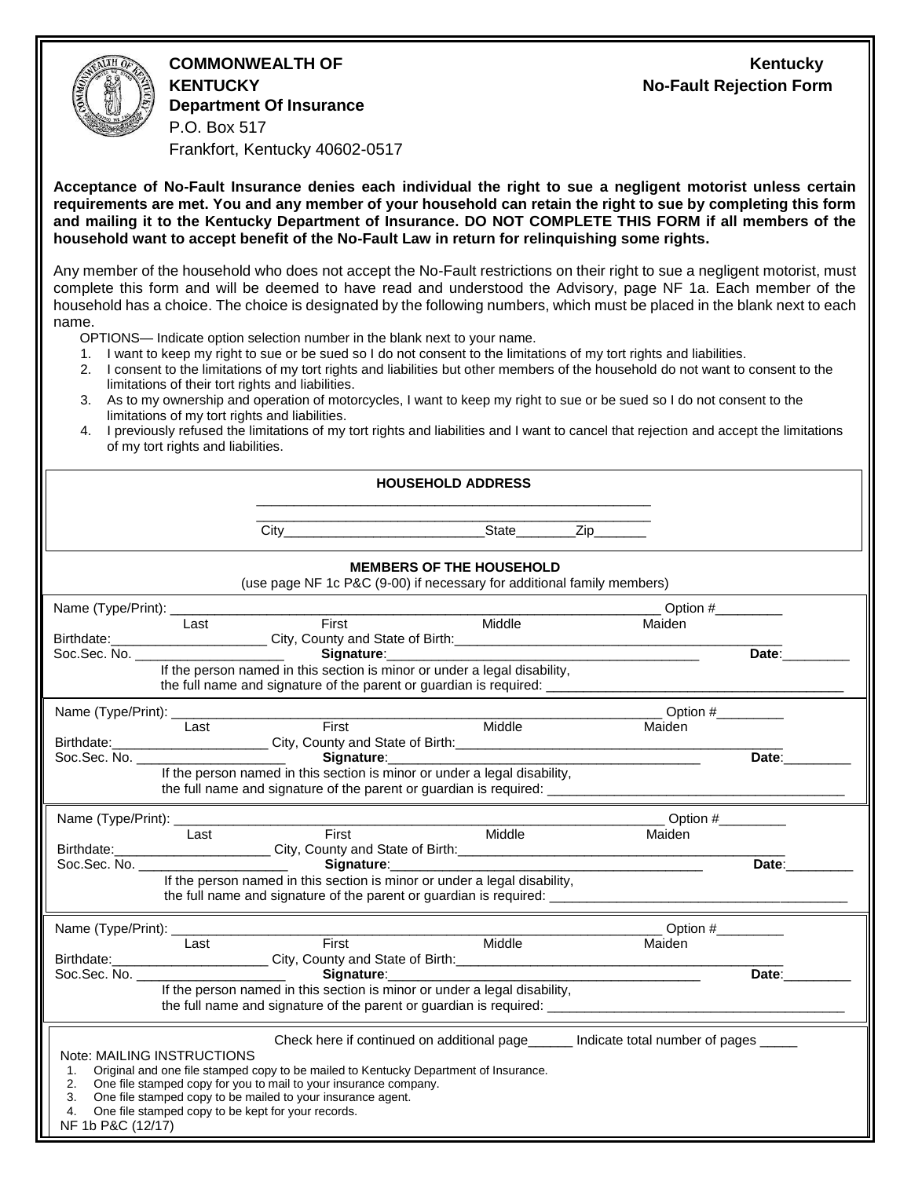**COMMONWEALTH OF KENTUCKY**
**Department Of Insurance**
P.O. Box 517
Frankfort, Kentucky 40602-0517

# Kentucky No-Fault Rejection Form

**Acceptance of No-Fault Insurance denies each individual the right to sue a negligent motorist unless certain requirements are met. You and any member of your household can retain the right to sue by completing this form and mailing it to the Kentucky Department of Insurance. DO NOT COMPLETE THIS FORM if all members of the household want to accept benefit of the No-Fault Law in return for relinquishing some rights.**

Any member of the household who does not accept the No-Fault restrictions on their right to sue a negligent motorist, must complete this form and will be deemed to have read and understood the Advisory, page NF 1a. Each member of the household has a choice. The choice is designated by the following numbers, which must be placed in the blank next to each name.

OPTIONS— Indicate option selection number in the blank next to your name.

1. I want to keep my right to sue or be sued so I do not consent to the limitations of my tort rights and liabilities.
2. I consent to the limitations of my tort rights and liabilities but other members of the household do not want to consent to the limitations of their tort rights and liabilities.
3. As to my ownership and operation of motorcycles, I want to keep my right to sue or be sued so I do not consent to the limitations of my tort rights and liabilities.
4. I previously refused the limitations of my tort rights and liabilities and I want to cancel that rejection and accept the limitations of my tort rights and liabilities.

**HOUSEHOLD ADDRESS**

\_\_\_\_\_\_\_\_\_\_\_\_\_\_\_\_\_\_\_\_\_\_\_\_\_\_\_\_\_\_\_\_\_\_\_\_\_\_\_\_\_\_\_\_\_\_\_\_\_\_

\_\_\_\_\_\_\_\_\_\_\_\_\_\_\_\_\_\_\_\_\_\_\_\_\_\_\_\_\_\_\_\_\_\_\_\_\_\_\_\_\_\_\_\_\_\_\_\_\_\_

City\_\_\_\_\_\_\_\_\_\_\_\_\_\_\_\_\_\_\_\_\_\_\_\_\_\_State\_\_\_\_\_\_\_\_Zip\_\_\_\_\_\_\_

**MEMBERS OF THE HOUSEHOLD**
(use page NF 1c P&C (9-00) if necessary for additional family members)

Name (Type/Print): \_\_\_\_\_\_\_\_\_\_\_\_\_\_\_\_\_\_\_\_\_\_\_\_\_\_\_\_\_\_\_\_\_\_\_\_\_\_\_\_\_\_\_\_\_\_\_\_\_\_\_\_\_\_\_\_\_ Option #\_\_\_\_\_\_\_\_\_
Last First Middle Maiden
Birthdate:\_\_\_\_\_\_\_\_\_\_\_\_\_\_\_\_\_\_\_\_\_ City, County and State of Birth:\_\_\_\_\_\_\_\_\_\_\_\_\_\_\_\_\_\_\_\_\_\_\_\_\_\_\_\_\_\_\_\_\_\_\_\_\_\_\_\_\_\_\_
Soc.Sec. No. \_\_\_\_\_\_\_\_\_\_\_\_\_\_\_\_\_\_\_\_ **Signature**:\_\_\_\_\_\_\_\_\_\_\_\_\_\_\_\_\_\_\_\_\_\_\_\_\_\_\_\_\_\_\_\_\_\_\_\_\_\_\_\_\_\_ **Date**:\_\_\_\_\_\_\_\_\_
If the person named in this section is minor or under a legal disability, the full name and signature of the parent or guardian is required: \_\_\_\_\_\_\_\_\_\_\_\_\_\_\_\_\_\_\_\_\_\_\_\_\_\_\_\_\_\_\_\_\_\_\_\_\_\_\_\_

Name (Type/Print): \_\_\_\_\_\_\_\_\_\_\_\_\_\_\_\_\_\_\_\_\_\_\_\_\_\_\_\_\_\_\_\_\_\_\_\_\_\_\_\_\_\_\_\_\_\_\_\_\_\_\_\_\_\_\_\_\_ Option #\_\_\_\_\_\_\_\_\_
Last First Middle Maiden
Birthdate:\_\_\_\_\_\_\_\_\_\_\_\_\_\_\_\_\_\_\_\_\_ City, County and State of Birth:\_\_\_\_\_\_\_\_\_\_\_\_\_\_\_\_\_\_\_\_\_\_\_\_\_\_\_\_\_\_\_\_\_\_\_\_\_\_\_\_\_\_\_
Soc.Sec. No. \_\_\_\_\_\_\_\_\_\_\_\_\_\_\_\_\_\_\_\_ **Signature**:\_\_\_\_\_\_\_\_\_\_\_\_\_\_\_\_\_\_\_\_\_\_\_\_\_\_\_\_\_\_\_\_\_\_\_\_\_\_\_\_\_\_ **Date**:\_\_\_\_\_\_\_\_\_
If the person named in this section is minor or under a legal disability, the full name and signature of the parent or guardian is required: \_\_\_\_\_\_\_\_\_\_\_\_\_\_\_\_\_\_\_\_\_\_\_\_\_\_\_\_\_\_\_\_\_\_\_\_\_\_\_\_

Name (Type/Print): \_\_\_\_\_\_\_\_\_\_\_\_\_\_\_\_\_\_\_\_\_\_\_\_\_\_\_\_\_\_\_\_\_\_\_\_\_\_\_\_\_\_\_\_\_\_\_\_\_\_\_\_\_\_\_\_\_ Option #\_\_\_\_\_\_\_\_\_
Last First Middle Maiden
Birthdate:\_\_\_\_\_\_\_\_\_\_\_\_\_\_\_\_\_\_\_\_\_ City, County and State of Birth:\_\_\_\_\_\_\_\_\_\_\_\_\_\_\_\_\_\_\_\_\_\_\_\_\_\_\_\_\_\_\_\_\_\_\_\_\_\_\_\_\_\_\_
Soc.Sec. No. \_\_\_\_\_\_\_\_\_\_\_\_\_\_\_\_\_\_\_\_ **Signature**:\_\_\_\_\_\_\_\_\_\_\_\_\_\_\_\_\_\_\_\_\_\_\_\_\_\_\_\_\_\_\_\_\_\_\_\_\_\_\_\_\_\_ **Date**:\_\_\_\_\_\_\_\_\_
If the person named in this section is minor or under a legal disability, the full name and signature of the parent or guardian is required: \_\_\_\_\_\_\_\_\_\_\_\_\_\_\_\_\_\_\_\_\_\_\_\_\_\_\_\_\_\_\_\_\_\_\_\_\_\_\_\_

Name (Type/Print): \_\_\_\_\_\_\_\_\_\_\_\_\_\_\_\_\_\_\_\_\_\_\_\_\_\_\_\_\_\_\_\_\_\_\_\_\_\_\_\_\_\_\_\_\_\_\_\_\_\_\_\_\_\_\_\_\_ Option #\_\_\_\_\_\_\_\_\_
Last First Middle Maiden
Birthdate:\_\_\_\_\_\_\_\_\_\_\_\_\_\_\_\_\_\_\_\_\_ City, County and State of Birth:\_\_\_\_\_\_\_\_\_\_\_\_\_\_\_\_\_\_\_\_\_\_\_\_\_\_\_\_\_\_\_\_\_\_\_\_\_\_\_\_\_\_\_
Soc.Sec. No. \_\_\_\_\_\_\_\_\_\_\_\_\_\_\_\_\_\_\_\_ **Signature**:\_\_\_\_\_\_\_\_\_\_\_\_\_\_\_\_\_\_\_\_\_\_\_\_\_\_\_\_\_\_\_\_\_\_\_\_\_\_\_\_\_\_ **Date**:\_\_\_\_\_\_\_\_\_
If the person named in this section is minor or under a legal disability, the full name and signature of the parent or guardian is required: \_\_\_\_\_\_\_\_\_\_\_\_\_\_\_\_\_\_\_\_\_\_\_\_\_\_\_\_\_\_\_\_\_\_\_\_\_\_\_\_

Check here if continued on additional page\_\_\_\_\_\_ Indicate total number of pages \_\_\_\_\_

Note: MAILING INSTRUCTIONS

1. Original and one file stamped copy to be mailed to Kentucky Department of Insurance.
2. One file stamped copy for you to mail to your insurance company.
3. One file stamped copy to be mailed to your insurance agent.
4. One file stamped copy to be kept for your records.

NF 1b P&C (12/17)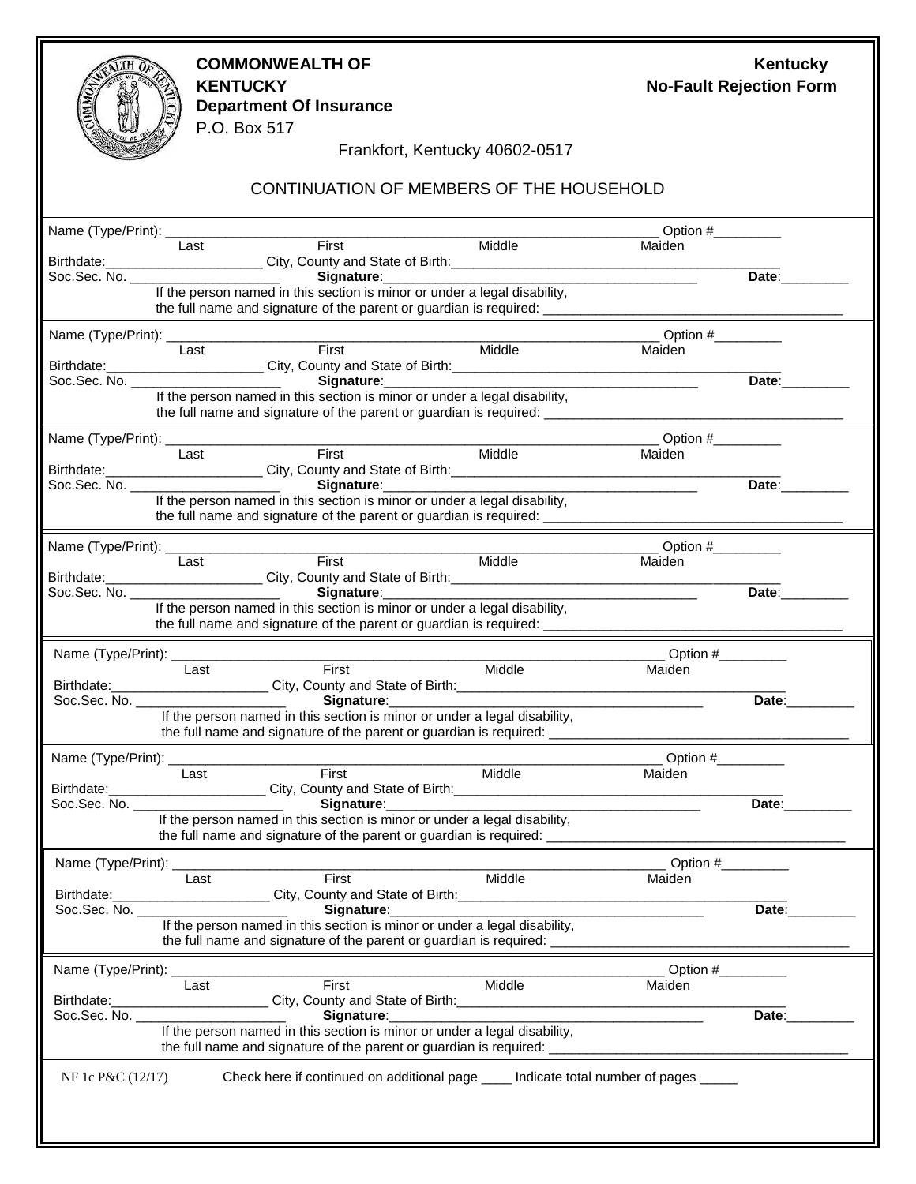**COMMONWEALTH OF KENTUCKY**
**Department Of Insurance**
P.O. Box 517
Frankfort, Kentucky 40602-0517

**Kentucky No-Fault Rejection Form**

CONTINUATION OF MEMBERS OF THE HOUSEHOLD

Name (Type/Print): ______________________________________________________________ Option #_________
Last First Middle Maiden
Birthdate:_____________________ City, County and State of Birth:_____________________________________________
Soc.Sec. No. ____________________ **Signature**:________________________________________ **Date**:_________
If the person named in this section is minor or under a legal disability,
the full name and signature of the parent or guardian is required: _______________________________________

Name (Type/Print): ______________________________________________________________ Option #_________
Last First Middle Maiden
Birthdate:_____________________ City, County and State of Birth:_____________________________________________
Soc.Sec. No. ____________________ **Signature**:________________________________________ **Date**:_________
If the person named in this section is minor or under a legal disability,
the full name and signature of the parent or guardian is required: _______________________________________

Name (Type/Print): ______________________________________________________________ Option #_________
Last First Middle Maiden
Birthdate:_____________________ City, County and State of Birth:_____________________________________________
Soc.Sec. No. ____________________ **Signature**:________________________________________ **Date**:_________
If the person named in this section is minor or under a legal disability,
the full name and signature of the parent or guardian is required: _______________________________________

Name (Type/Print): ______________________________________________________________ Option #_________
Last First Middle Maiden
Birthdate:_____________________ City, County and State of Birth:_____________________________________________
Soc.Sec. No. ____________________ **Signature**:________________________________________ **Date**:_________
If the person named in this section is minor or under a legal disability,
the full name and signature of the parent or guardian is required: _______________________________________

Name (Type/Print): ______________________________________________________________ Option #_________
Last First Middle Maiden
Birthdate:_____________________ City, County and State of Birth:_____________________________________________
Soc.Sec. No. ____________________ **Signature**:________________________________________ **Date**:_________
If the person named in this section is minor or under a legal disability,
the full name and signature of the parent or guardian is required: _______________________________________

Name (Type/Print): ______________________________________________________________ Option #_________
Last First Middle Maiden
Birthdate:_____________________ City, County and State of Birth:_____________________________________________
Soc.Sec. No. ____________________ **Signature**:________________________________________ **Date**:_________
If the person named in this section is minor or under a legal disability,
the full name and signature of the parent or guardian is required: _______________________________________

Name (Type/Print): ______________________________________________________________ Option #_________
Last First Middle Maiden
Birthdate:_____________________ City, County and State of Birth:_____________________________________________
Soc.Sec. No. ____________________ **Signature**:________________________________________ **Date**:_________
If the person named in this section is minor or under a legal disability,
the full name and signature of the parent or guardian is required: _______________________________________

Name (Type/Print): ______________________________________________________________ Option #_________
Last First Middle Maiden
Birthdate:_____________________ City, County and State of Birth:_____________________________________________
Soc.Sec. No. ____________________ **Signature**:________________________________________ **Date**:_________
If the person named in this section is minor or under a legal disability,
the full name and signature of the parent or guardian is required: _______________________________________

NF 1c P&C (12/17) Check here if continued on additional page ____ Indicate total number of pages _____